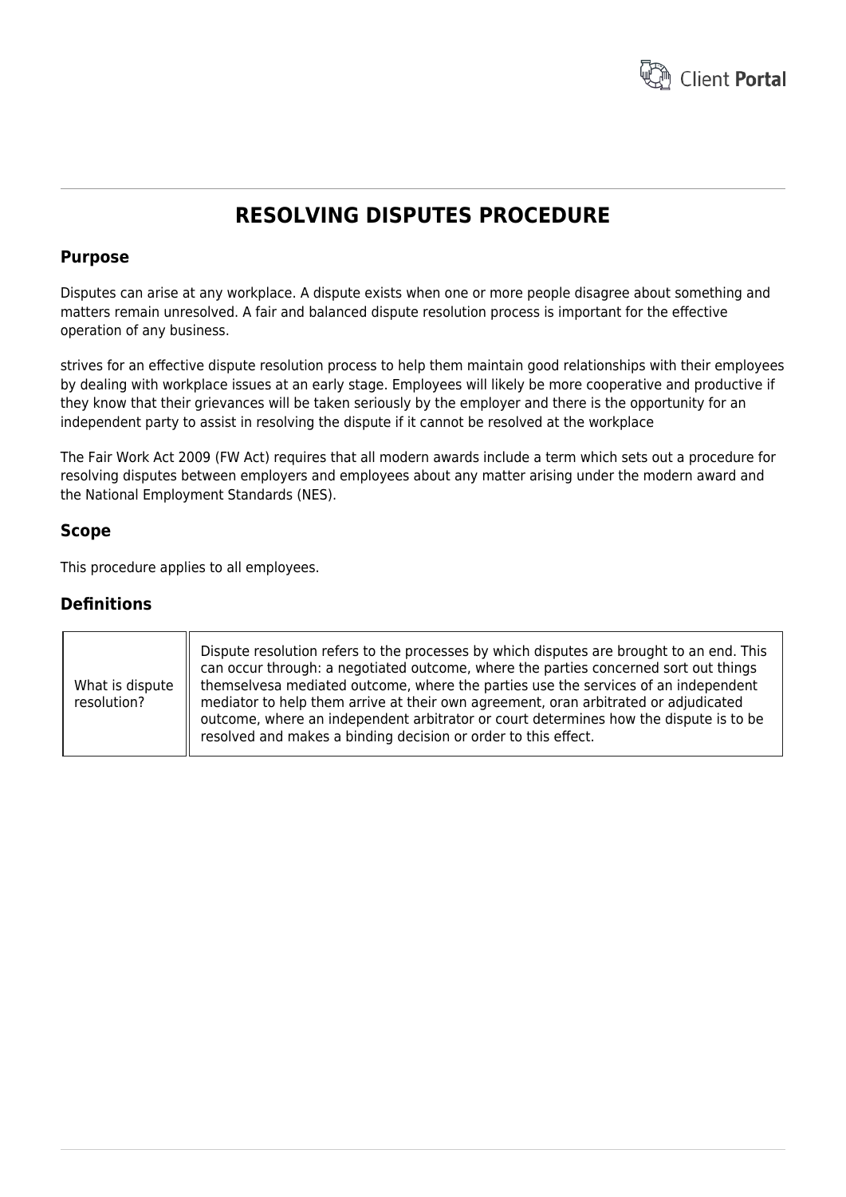# RESOLVING DISPUTES PROCEDURE

## Purpose

Disputes can arise at any workplace. A dispute exists when one or more people disagree about something and matters remain unresolved. A fair and balanced dispute resolution process is important for the effective operation of any business.

strives for an effective dispute resolution process to help them maintain good relationships with their employees by dealing with workplace issues at an early stage. Employees will likely be more cooperative and productive if they know that their grievances will be taken seriously by the employer and there is the opportunity for an independent party to assist in resolving the dispute if it cannot be resolved at the workplace

The Fair Work Act 2009 (FW Act) requires that all modern awards include a term which sets out a procedure for resolving disputes between employers and employees about any matter arising under the modern award and the National Employment Standards (NES).

## Scope

This procedure applies to all employees.

## Definitions

| | |
|---|---|
| What is dispute resolution? | Dispute resolution refers to the processes by which disputes are brought to an end. This can occur through: a negotiated outcome, where the parties concerned sort out things themselvesa mediated outcome, where the parties use the services of an independent mediator to help them arrive at their own agreement, oran arbitrated or adjudicated outcome, where an independent arbitrator or court determines how the dispute is to be resolved and makes a binding decision or order to this effect. |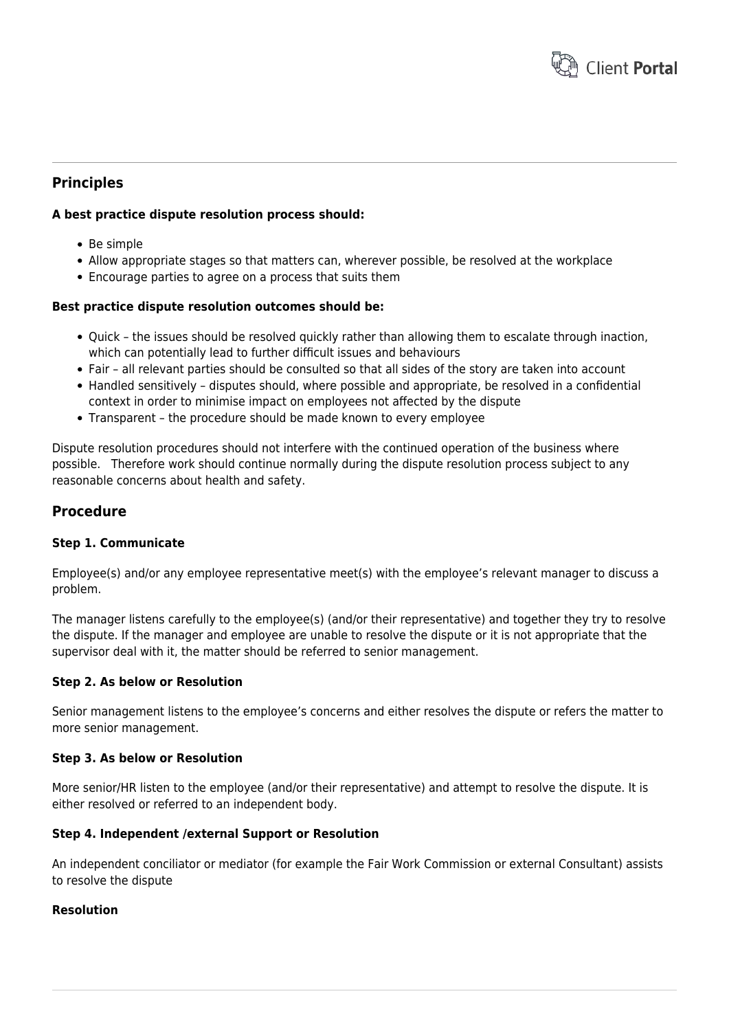## Principles

**A best practice dispute resolution process should:**

- Be simple
- Allow appropriate stages so that matters can, wherever possible, be resolved at the workplace
- Encourage parties to agree on a process that suits them

**Best practice dispute resolution outcomes should be:**

- Quick – the issues should be resolved quickly rather than allowing them to escalate through inaction, which can potentially lead to further difficult issues and behaviours
- Fair – all relevant parties should be consulted so that all sides of the story are taken into account
- Handled sensitively – disputes should, where possible and appropriate, be resolved in a confidential context in order to minimise impact on employees not affected by the dispute
- Transparent – the procedure should be made known to every employee

Dispute resolution procedures should not interfere with the continued operation of the business where possible.   Therefore work should continue normally during the dispute resolution process subject to any reasonable concerns about health and safety.

## Procedure

**Step 1. Communicate**

Employee(s) and/or any employee representative meet(s) with the employee's relevant manager to discuss a problem.

The manager listens carefully to the employee(s) (and/or their representative) and together they try to resolve the dispute. If the manager and employee are unable to resolve the dispute or it is not appropriate that the supervisor deal with it, the matter should be referred to senior management.

**Step 2. As below or Resolution**

Senior management listens to the employee's concerns and either resolves the dispute or refers the matter to more senior management.

**Step 3. As below or Resolution**

More senior/HR listen to the employee (and/or their representative) and attempt to resolve the dispute. It is either resolved or referred to an independent body.

**Step 4. Independent /external Support or Resolution**

An independent conciliator or mediator (for example the Fair Work Commission or external Consultant) assists to resolve the dispute

**Resolution**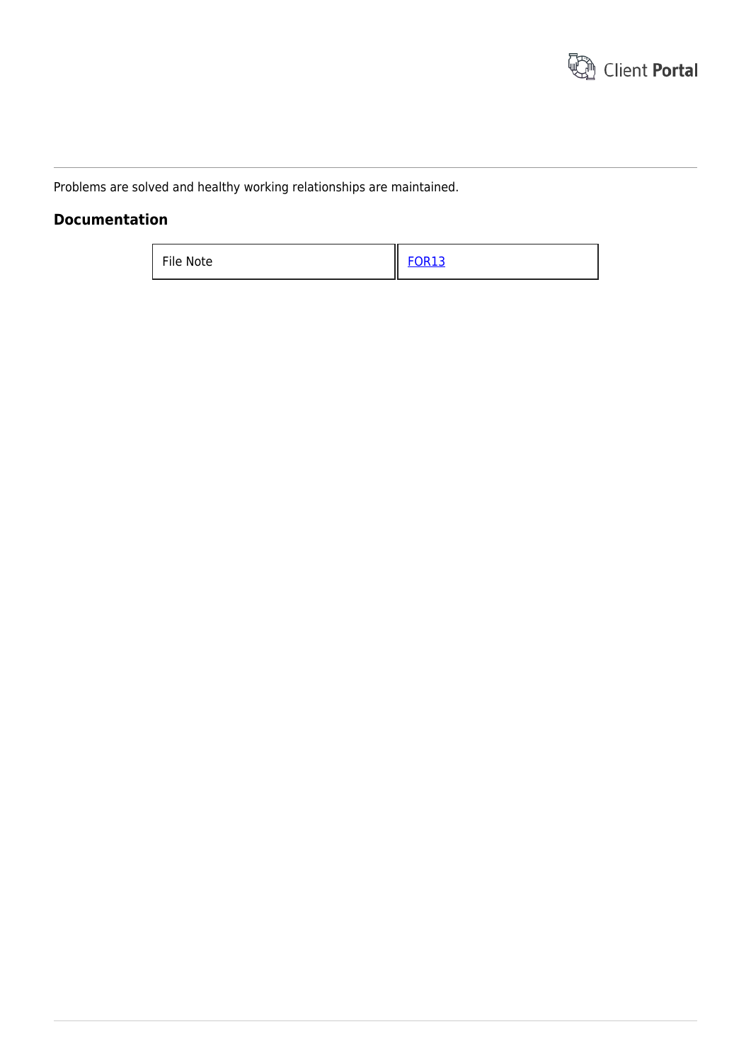Problems are solved and healthy working relationships are maintained.

## Documentation

| | |
|---|---|
| File Note | FOR13 |